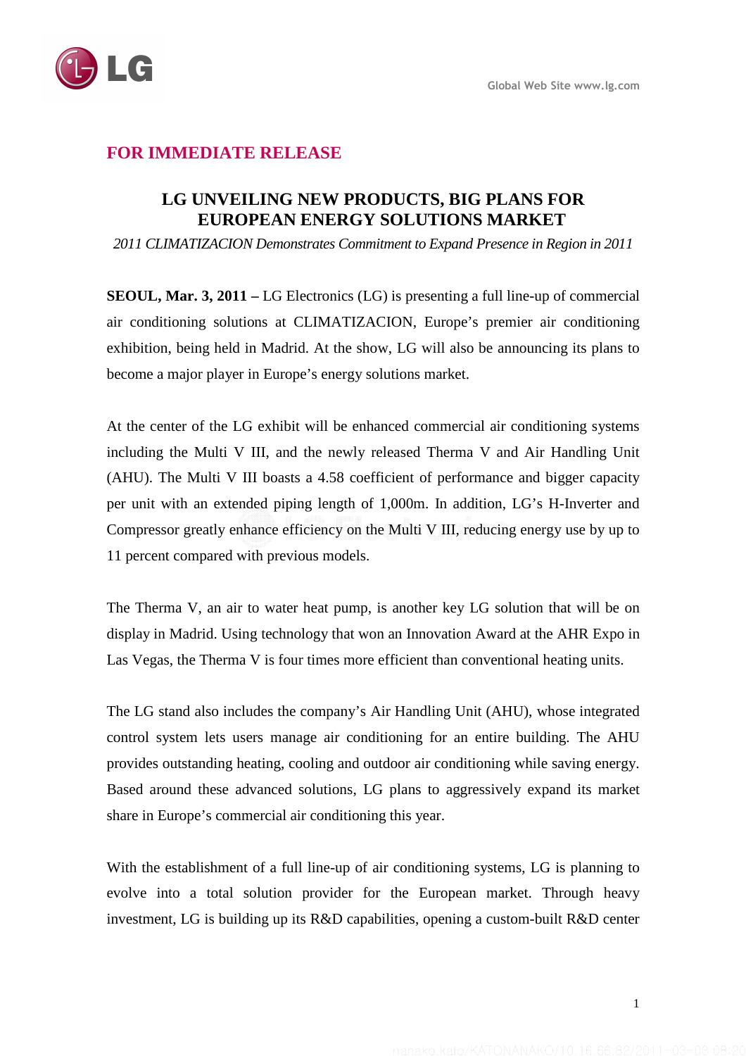Global Web Site www.lg.com

**FOR IMMEDIATE RELEASE**

# LG UNVEILING NEW PRODUCTS, BIG PLANS FOR EUROPEAN ENERGY SOLUTIONS MARKET

*2011 CLIMATIZACION Demonstrates Commitment to Expand Presence in Region in 2011*

**SEOUL, Mar. 3, 2011 –** LG Electronics (LG) is presenting a full line-up of commercial air conditioning solutions at CLIMATIZACION, Europe's premier air conditioning exhibition, being held in Madrid. At the show, LG will also be announcing its plans to become a major player in Europe's energy solutions market.

At the center of the LG exhibit will be enhanced commercial air conditioning systems including the Multi V III, and the newly released Therma V and Air Handling Unit (AHU). The Multi V III boasts a 4.58 coefficient of performance and bigger capacity per unit with an extended piping length of 1,000m. In addition, LG's H-Inverter and Compressor greatly enhance efficiency on the Multi V III, reducing energy use by up to 11 percent compared with previous models.

The Therma V, an air to water heat pump, is another key LG solution that will be on display in Madrid. Using technology that won an Innovation Award at the AHR Expo in Las Vegas, the Therma V is four times more efficient than conventional heating units.

The LG stand also includes the company's Air Handling Unit (AHU), whose integrated control system lets users manage air conditioning for an entire building. The AHU provides outstanding heating, cooling and outdoor air conditioning while saving energy. Based around these advanced solutions, LG plans to aggressively expand its market share in Europe's commercial air conditioning this year.

With the establishment of a full line-up of air conditioning systems, LG is planning to evolve into a total solution provider for the European market. Through heavy investment, LG is building up its R&D capabilities, opening a custom-built R&D center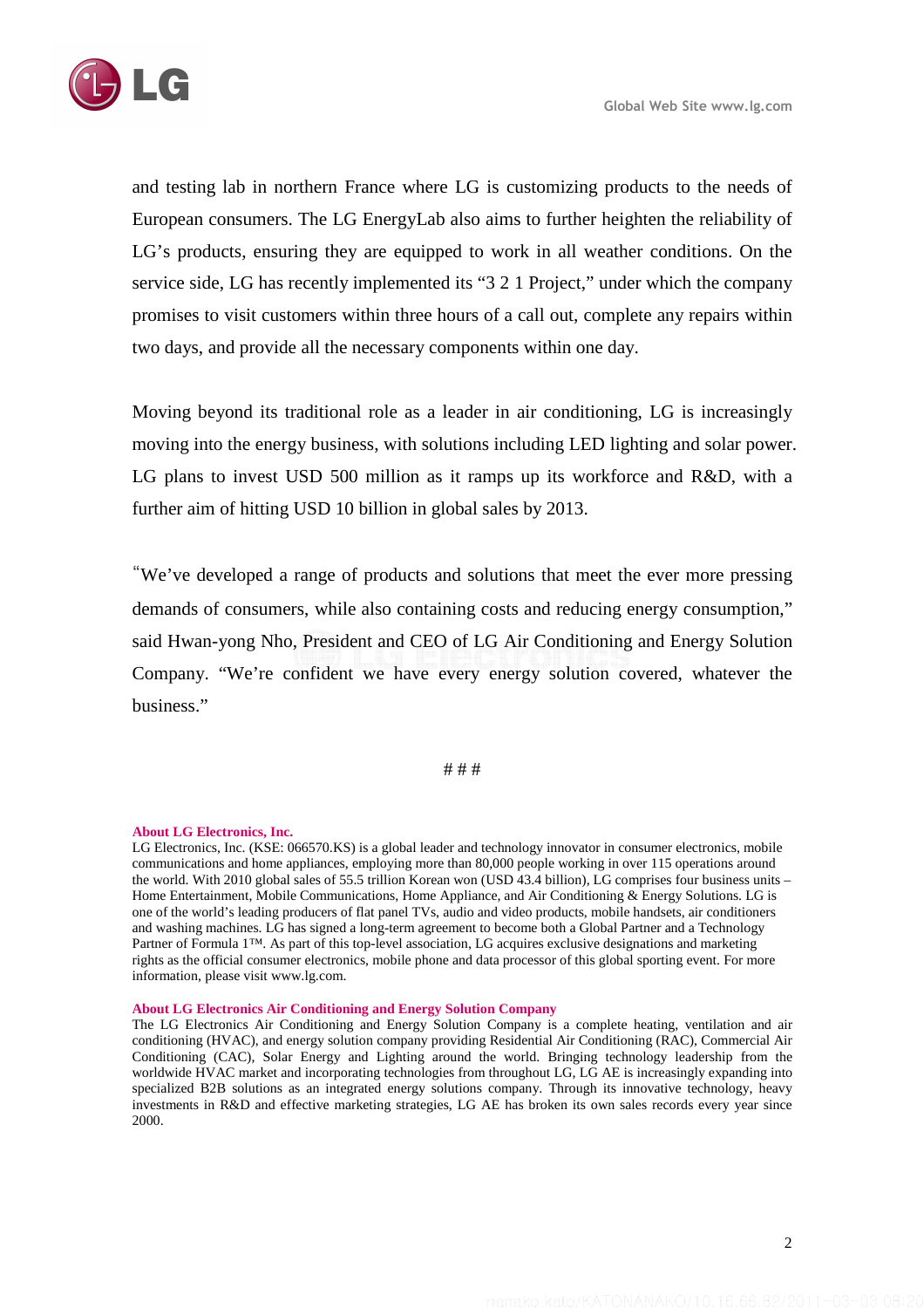and testing lab in northern France where LG is customizing products to the needs of European consumers. The LG EnergyLab also aims to further heighten the reliability of LG's products, ensuring they are equipped to work in all weather conditions. On the service side, LG has recently implemented its "3 2 1 Project," under which the company promises to visit customers within three hours of a call out, complete any repairs within two days, and provide all the necessary components within one day.

Moving beyond its traditional role as a leader in air conditioning, LG is increasingly moving into the energy business, with solutions including LED lighting and solar power. LG plans to invest USD 500 million as it ramps up its workforce and R&D, with a further aim of hitting USD 10 billion in global sales by 2013.

"We've developed a range of products and solutions that meet the ever more pressing demands of consumers, while also containing costs and reducing energy consumption," said Hwan-yong Nho, President and CEO of LG Air Conditioning and Energy Solution Company. "We're confident we have every energy solution covered, whatever the business."

# # #

**About LG Electronics, Inc.**

LG Electronics, Inc. (KSE: 066570.KS) is a global leader and technology innovator in consumer electronics, mobile communications and home appliances, employing more than 80,000 people working in over 115 operations around the world. With 2010 global sales of 55.5 trillion Korean won (USD 43.4 billion), LG comprises four business units – Home Entertainment, Mobile Communications, Home Appliance, and Air Conditioning & Energy Solutions. LG is one of the world's leading producers of flat panel TVs, audio and video products, mobile handsets, air conditioners and washing machines. LG has signed a long-term agreement to become both a Global Partner and a Technology Partner of Formula 1™. As part of this top-level association, LG acquires exclusive designations and marketing rights as the official consumer electronics, mobile phone and data processor of this global sporting event. For more information, please visit www.lg.com.

**About LG Electronics Air Conditioning and Energy Solution Company**

The LG Electronics Air Conditioning and Energy Solution Company is a complete heating, ventilation and air conditioning (HVAC), and energy solution company providing Residential Air Conditioning (RAC), Commercial Air Conditioning (CAC), Solar Energy and Lighting around the world. Bringing technology leadership from the worldwide HVAC market and incorporating technologies from throughout LG, LG AE is increasingly expanding into specialized B2B solutions as an integrated energy solutions company. Through its innovative technology, heavy investments in R&D and effective marketing strategies, LG AE has broken its own sales records every year since 2000.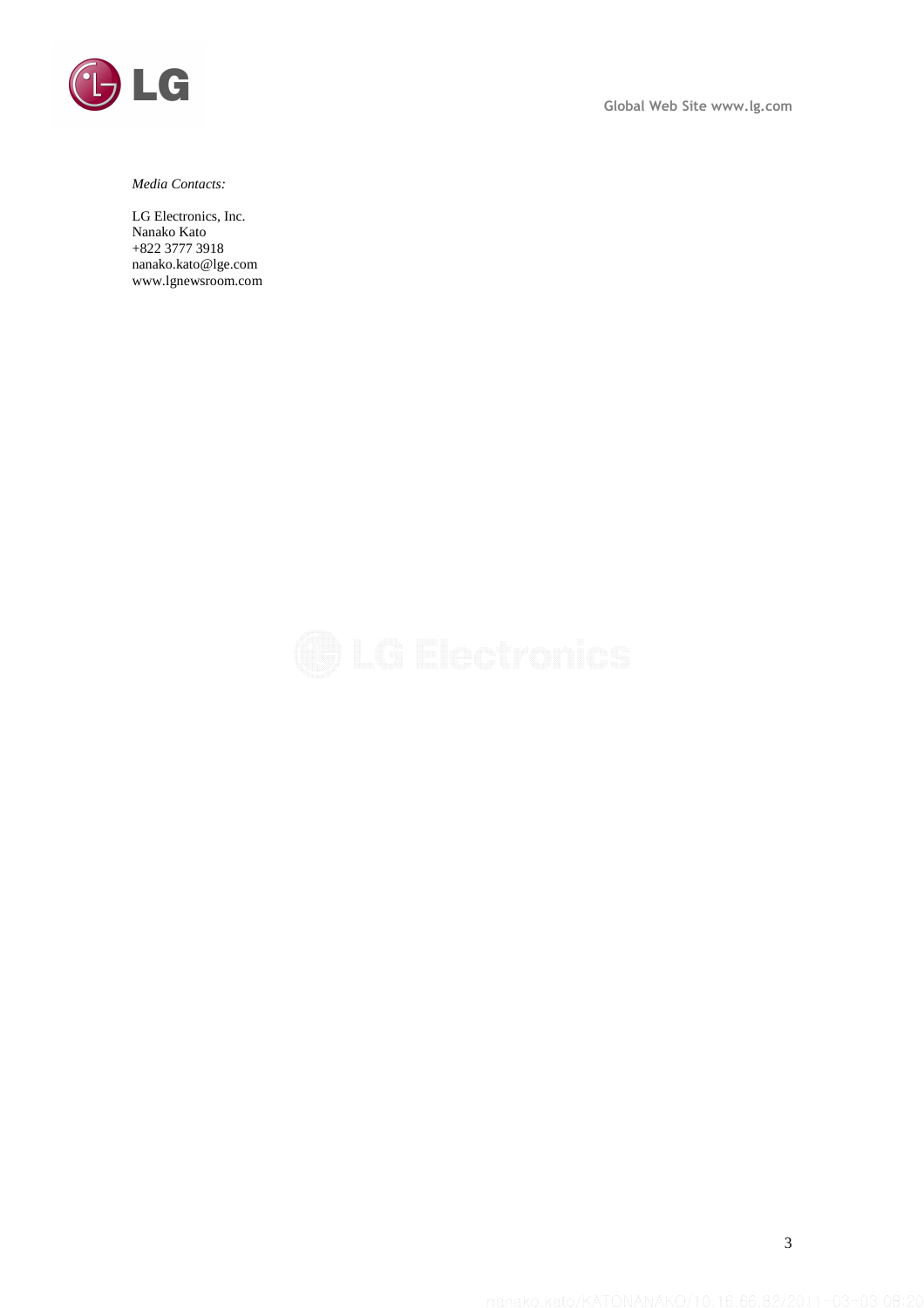*Media Contacts:*

LG Electronics, Inc.
Nanako Kato
+822 3777 3918
nanako.kato@lge.com
www.lgnewsroom.com